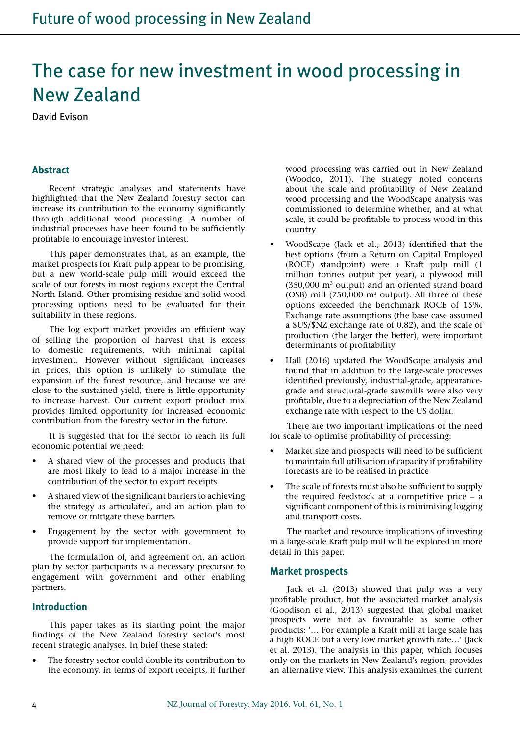# The case for new investment in wood processing in New Zealand

David Evison

## Abstract

Recent strategic analyses and statements have highlighted that the New Zealand forestry sector can increase its contribution to the economy significantly through additional wood processing. A number of industrial processes have been found to be sufficiently profitable to encourage investor interest.

This paper demonstrates that, as an example, the market prospects for Kraft pulp appear to be promising, but a new world-scale pulp mill would exceed the scale of our forests in most regions except the Central North Island. Other promising residue and solid wood processing options need to be evaluated for their suitability in these regions.

The log export market provides an efficient way of selling the proportion of harvest that is excess to domestic requirements, with minimal capital investment. However without significant increases in prices, this option is unlikely to stimulate the expansion of the forest resource, and because we are close to the sustained yield, there is little opportunity to increase harvest. Our current export product mix provides limited opportunity for increased economic contribution from the forestry sector in the future.

It is suggested that for the sector to reach its full economic potential we need:

- A shared view of the processes and products that are most likely to lead to a major increase in the contribution of the sector to export receipts
- A shared view of the significant barriers to achieving the strategy as articulated, and an action plan to remove or mitigate these barriers
- Engagement by the sector with government to provide support for implementation.

The formulation of, and agreement on, an action plan by sector participants is a necessary precursor to engagement with government and other enabling partners.

## Introduction

This paper takes as its starting point the major findings of the New Zealand forestry sector's most recent strategic analyses. In brief these stated:

- The forestry sector could double its contribution to the economy, in terms of export receipts, if further wood processing was carried out in New Zealand (Woodco, 2011). The strategy noted concerns about the scale and profitability of New Zealand wood processing and the WoodScape analysis was commissioned to determine whether, and at what scale, it could be profitable to process wood in this country
- WoodScape (Jack et al., 2013) identified that the best options (from a Return on Capital Employed (ROCE) standpoint) were a Kraft pulp mill (1 million tonnes output per year), a plywood mill (350,000 m$^3$ output) and an oriented strand board (OSB) mill (750,000 m$^3$ output). All three of these options exceeded the benchmark ROCE of 15%. Exchange rate assumptions (the base case assumed a $US/$NZ exchange rate of 0.82), and the scale of production (the larger the better), were important determinants of profitability
- Hall (2016) updated the WoodScape analysis and found that in addition to the large-scale processes identified previously, industrial-grade, appearance-grade and structural-grade sawmills were also very profitable, due to a depreciation of the New Zealand exchange rate with respect to the US dollar.

There are two important implications of the need for scale to optimise profitability of processing:

- Market size and prospects will need to be sufficient to maintain full utilisation of capacity if profitability forecasts are to be realised in practice
- The scale of forests must also be sufficient to supply the required feedstock at a competitive price – a significant component of this is minimising logging and transport costs.

The market and resource implications of investing in a large-scale Kraft pulp mill will be explored in more detail in this paper.

## Market prospects

Jack et al. (2013) showed that pulp was a very profitable product, but the associated market analysis (Goodison et al., 2013) suggested that global market prospects were not as favourable as some other products: '… For example a Kraft mill at large scale has a high ROCE but a very low market growth rate…' (Jack et al. 2013). The analysis in this paper, which focuses only on the markets in New Zealand's region, provides an alternative view. This analysis examines the current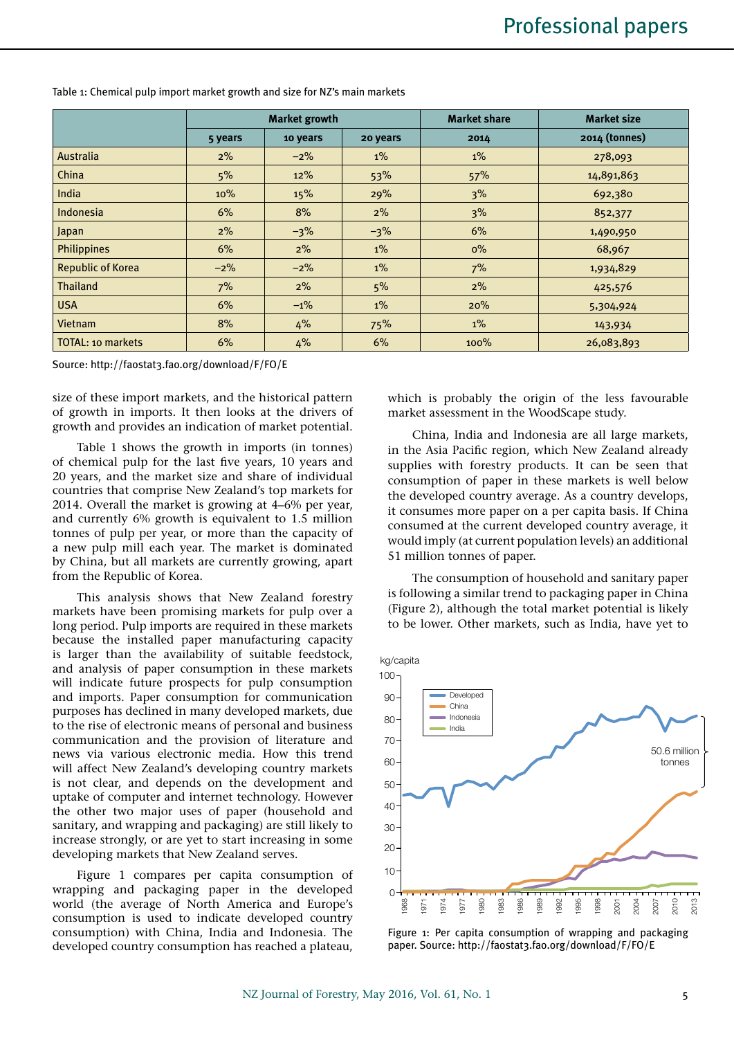Table 1: Chemical pulp import market growth and size for NZ's main markets

| | Market growth | | | Market share | Market size |
|---|---|---|---|---|---|
| | 5 years | 10 years | 20 years | 2014 | 2014 (tonnes) |
| Australia | 2% | −2% | 1% | 1% | 278,093 |
| China | 5% | 12% | 53% | 57% | 14,891,863 |
| India | 10% | 15% | 29% | 3% | 692,380 |
| Indonesia | 6% | 8% | 2% | 3% | 852,377 |
| Japan | 2% | −3% | −3% | 6% | 1,490,950 |
| Philippines | 6% | 2% | 1% | 0% | 68,967 |
| Republic of Korea | −2% | −2% | 1% | 7% | 1,934,829 |
| Thailand | 7% | 2% | 5% | 2% | 425,576 |
| USA | 6% | −1% | 1% | 20% | 5,304,924 |
| Vietnam | 8% | 4% | 75% | 1% | 143,934 |
| TOTAL: 10 markets | 6% | 4% | 6% | 100% | 26,083,893 |

Source: http://faostat3.fao.org/download/F/FO/E

size of these import markets, and the historical pattern of growth in imports. It then looks at the drivers of growth and provides an indication of market potential.

Table 1 shows the growth in imports (in tonnes) of chemical pulp for the last five years, 10 years and 20 years, and the market size and share of individual countries that comprise New Zealand's top markets for 2014. Overall the market is growing at 4–6% per year, and currently 6% growth is equivalent to 1.5 million tonnes of pulp per year, or more than the capacity of a new pulp mill each year. The market is dominated by China, but all markets are currently growing, apart from the Republic of Korea.

This analysis shows that New Zealand forestry markets have been promising markets for pulp over a long period. Pulp imports are required in these markets because the installed paper manufacturing capacity is larger than the availability of suitable feedstock, and analysis of paper consumption in these markets will indicate future prospects for pulp consumption and imports. Paper consumption for communication purposes has declined in many developed markets, due to the rise of electronic means of personal and business communication and the provision of literature and news via various electronic media. How this trend will affect New Zealand's developing country markets is not clear, and depends on the development and uptake of computer and internet technology. However the other two major uses of paper (household and sanitary, and wrapping and packaging) are still likely to increase strongly, or are yet to start increasing in some developing markets that New Zealand serves.

Figure 1 compares per capita consumption of wrapping and packaging paper in the developed world (the average of North America and Europe's consumption is used to indicate developed country consumption) with China, India and Indonesia. The developed country consumption has reached a plateau, which is probably the origin of the less favourable market assessment in the WoodScape study.

China, India and Indonesia are all large markets, in the Asia Pacific region, which New Zealand already supplies with forestry products. It can be seen that consumption of paper in these markets is well below the developed country average. As a country develops, it consumes more paper on a per capita basis. If China consumed at the current developed country average, it would imply (at current population levels) an additional 51 million tonnes of paper.

The consumption of household and sanitary paper is following a similar trend to packaging paper in China (Figure 2), although the total market potential is likely to be lower. Other markets, such as India, have yet to

Figure 1: Per capita consumption of wrapping and packaging paper. Source: http://faostat3.fao.org/download/F/FO/E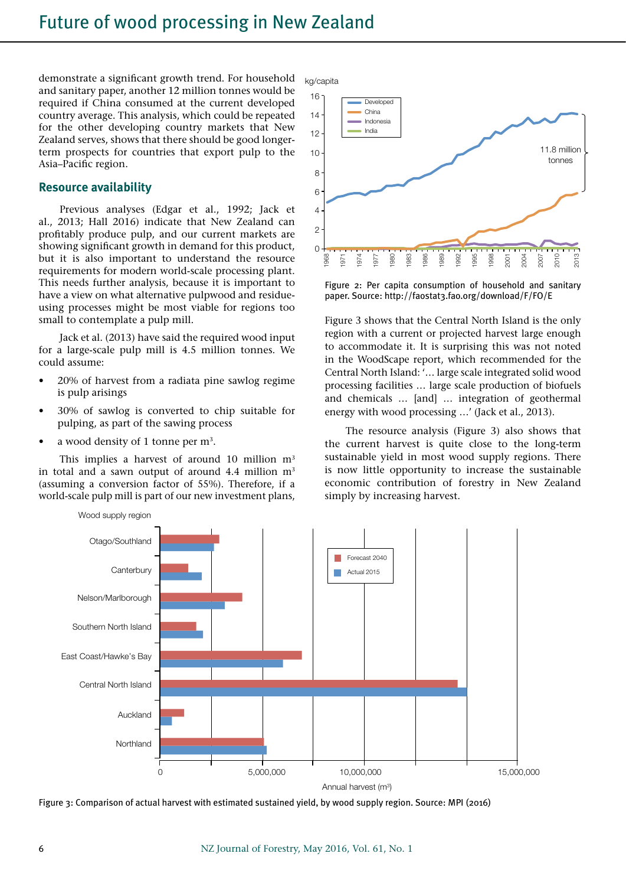demonstrate a significant growth trend. For household and sanitary paper, another 12 million tonnes would be required if China consumed at the current developed country average. This analysis, which could be repeated for the other developing country markets that New Zealand serves, shows that there should be good longer-term prospects for countries that export pulp to the Asia–Pacific region.

## Resource availability

Previous analyses (Edgar et al., 1992; Jack et al., 2013; Hall 2016) indicate that New Zealand can profitably produce pulp, and our current markets are showing significant growth in demand for this product, but it is also important to understand the resource requirements for modern world-scale processing plant. This needs further analysis, because it is important to have a view on what alternative pulpwood and residue-using processes might be most viable for regions too small to contemplate a pulp mill.

Jack et al. (2013) have said the required wood input for a large-scale pulp mill is 4.5 million tonnes. We could assume:

- 20% of harvest from a radiata pine sawlog regime is pulp arisings
- 30% of sawlog is converted to chip suitable for pulping, as part of the sawing process
- a wood density of 1 tonne per m$^3$.

This implies a harvest of around 10 million m$^3$ in total and a sawn output of around 4.4 million m$^3$ (assuming a conversion factor of 55%). Therefore, if a world-scale pulp mill is part of our new investment plans,

Figure 2: Per capita consumption of household and sanitary paper. Source: http://faostat3.fao.org/download/F/FO/E

Figure 3 shows that the Central North Island is the only region with a current or projected harvest large enough to accommodate it. It is surprising this was not noted in the WoodScape report, which recommended for the Central North Island: '… large scale integrated solid wood processing facilities … large scale production of biofuels and chemicals … [and] … integration of geothermal energy with wood processing …' (Jack et al., 2013).

The resource analysis (Figure 3) also shows that the current harvest is quite close to the long-term sustainable yield in most wood supply regions. There is now little opportunity to increase the sustainable economic contribution of forestry in New Zealand simply by increasing harvest.

Figure 3: Comparison of actual harvest with estimated sustained yield, by wood supply region. Source: MPI (2016)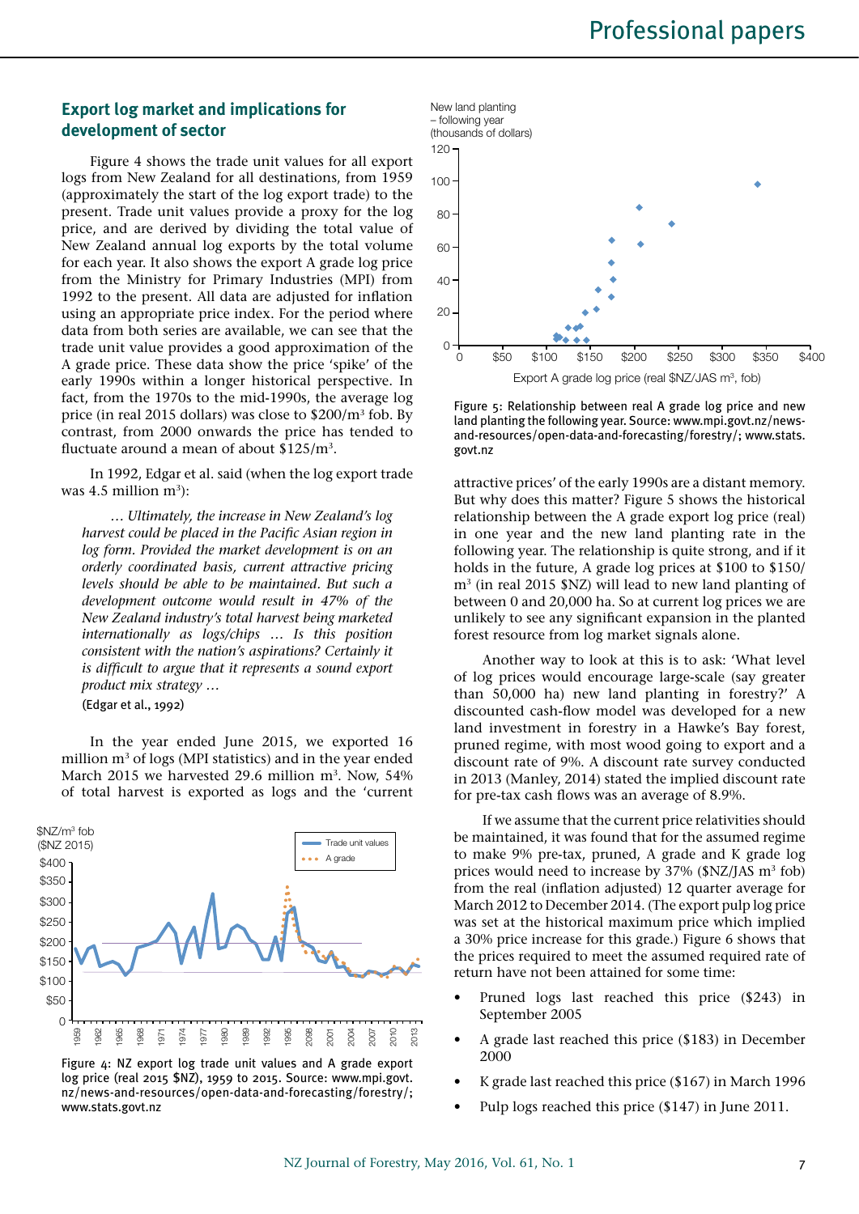## Export log market and implications for development of sector

Figure 4 shows the trade unit values for all export logs from New Zealand for all destinations, from 1959 (approximately the start of the log export trade) to the present. Trade unit values provide a proxy for the log price, and are derived by dividing the total value of New Zealand annual log exports by the total volume for each year. It also shows the export A grade log price from the Ministry for Primary Industries (MPI) from 1992 to the present. All data are adjusted for inflation using an appropriate price index. For the period where data from both series are available, we can see that the trade unit value provides a good approximation of the A grade price. These data show the price 'spike' of the early 1990s within a longer historical perspective. In fact, from the 1970s to the mid-1990s, the average log price (in real 2015 dollars) was close to $200/m³ fob. By contrast, from 2000 onwards the price has tended to fluctuate around a mean of about $125/m³.

In 1992, Edgar et al. said (when the log export trade was 4.5 million m³):

> *… Ultimately, the increase in New Zealand's log harvest could be placed in the Pacific Asian region in log form. Provided the market development is on an orderly coordinated basis, current attractive pricing levels should be able to be maintained. But such a development outcome would result in 47% of the New Zealand industry's total harvest being marketed internationally as logs/chips … Is this position consistent with the nation's aspirations? Certainly it is difficult to argue that it represents a sound export product mix strategy …*
>
> (Edgar et al., 1992)

In the year ended June 2015, we exported 16 million m³ of logs (MPI statistics) and in the year ended March 2015 we harvested 29.6 million m³. Now, 54% of total harvest is exported as logs and the 'current attractive prices' of the early 1990s are a distant memory. But why does this matter? Figure 5 shows the historical relationship between the A grade export log price (real) in one year and the new land planting rate in the following year. The relationship is quite strong, and if it holds in the future, A grade log prices at $100 to $150/m³ (in real 2015 $NZ) will lead to new land planting of between 0 and 20,000 ha. So at current log prices we are unlikely to see any significant expansion in the planted forest resource from log market signals alone.

Figure 4: NZ export log trade unit values and A grade export log price (real 2015 $NZ), 1959 to 2015. Source: www.mpi.govt.nz/news-and-resources/open-data-and-forecasting/forestry/; www.stats.govt.nz

Figure 5: Relationship between real A grade log price and new land planting the following year. Source: www.mpi.govt.nz/news-and-resources/open-data-and-forecasting/forestry/; www.stats.govt.nz

Another way to look at this is to ask: 'What level of log prices would encourage large-scale (say greater than 50,000 ha) new land planting in forestry?' A discounted cash-flow model was developed for a new land investment in forestry in a Hawke's Bay forest, pruned regime, with most wood going to export and a discount rate of 9%. A discount rate survey conducted in 2013 (Manley, 2014) stated the implied discount rate for pre-tax cash flows was an average of 8.9%.

If we assume that the current price relativities should be maintained, it was found that for the assumed regime to make 9% pre-tax, pruned, A grade and K grade log prices would need to increase by 37% ($NZ/JAS m³ fob) from the real (inflation adjusted) 12 quarter average for March 2012 to December 2014. (The export pulp log price was set at the historical maximum price which implied a 30% price increase for this grade.) Figure 6 shows that the prices required to meet the assumed required rate of return have not been attained for some time:

- Pruned logs last reached this price ($243) in September 2005
- A grade last reached this price ($183) in December 2000
- K grade last reached this price ($167) in March 1996
- Pulp logs reached this price ($147) in June 2011.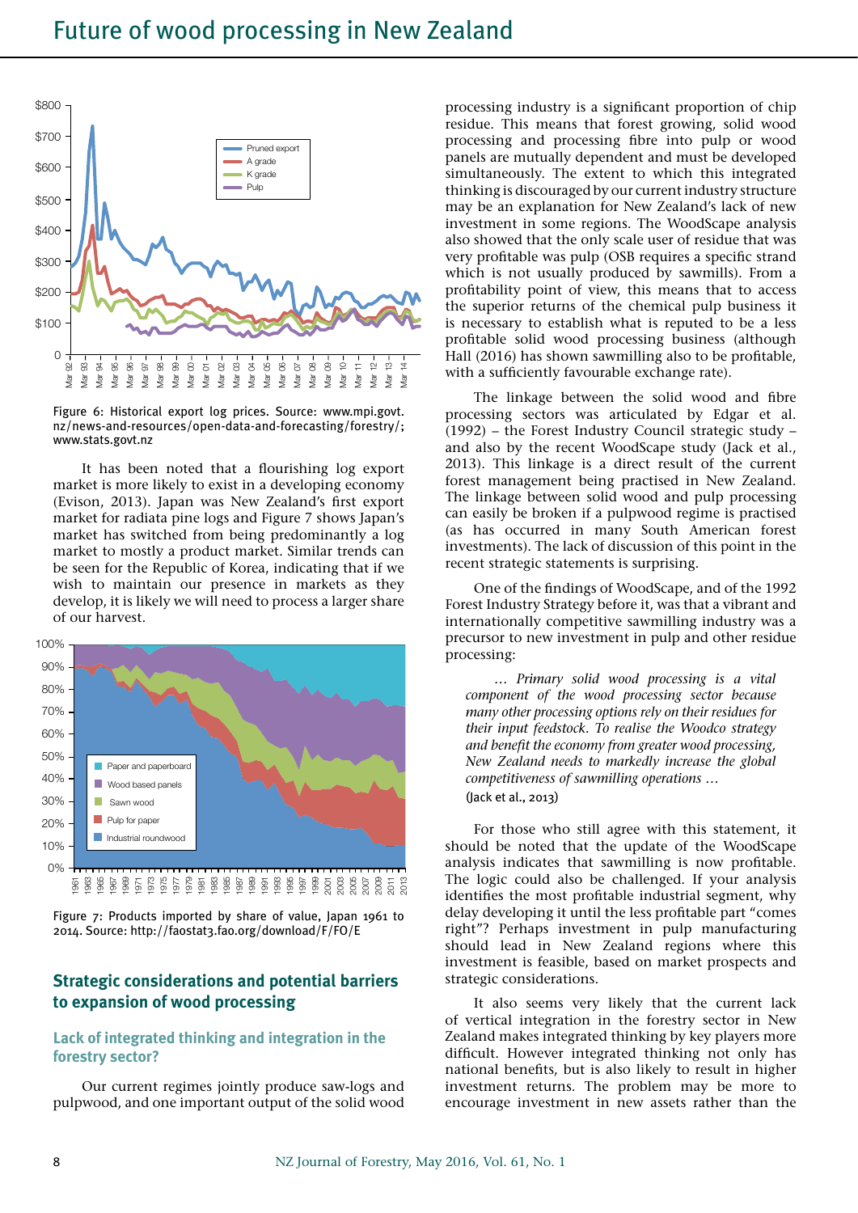Figure 6: Historical export log prices. Source: www.mpi.govt.nz/news-and-resources/open-data-and-forecasting/forestry/; www.stats.govt.nz

It has been noted that a flourishing log export market is more likely to exist in a developing economy (Evison, 2013). Japan was New Zealand's first export market for radiata pine logs and Figure 7 shows Japan's market has switched from being predominantly a log market to mostly a product market. Similar trends can be seen for the Republic of Korea, indicating that if we wish to maintain our presence in markets as they develop, it is likely we will need to process a larger share of our harvest.

Figure 7: Products imported by share of value, Japan 1961 to 2014. Source: http://faostat3.fao.org/download/F/FO/E

## Strategic considerations and potential barriers to expansion of wood processing

### Lack of integrated thinking and integration in the forestry sector?

Our current regimes jointly produce saw-logs and pulpwood, and one important output of the solid wood processing industry is a significant proportion of chip residue. This means that forest growing, solid wood processing and processing fibre into pulp or wood panels are mutually dependent and must be developed simultaneously. The extent to which this integrated thinking is discouraged by our current industry structure may be an explanation for New Zealand's lack of new investment in some regions. The WoodScape analysis also showed that the only scale user of residue that was very profitable was pulp (OSB requires a specific strand which is not usually produced by sawmills). From a profitability point of view, this means that to access the superior returns of the chemical pulp business it is necessary to establish what is reputed to be a less profitable solid wood processing business (although Hall (2016) has shown sawmilling also to be profitable, with a sufficiently favourable exchange rate).

The linkage between the solid wood and fibre processing sectors was articulated by Edgar et al. (1992) – the Forest Industry Council strategic study – and also by the recent WoodScape study (Jack et al., 2013). This linkage is a direct result of the current forest management being practised in New Zealand. The linkage between solid wood and pulp processing can easily be broken if a pulpwood regime is practised (as has occurred in many South American forest investments). The lack of discussion of this point in the recent strategic statements is surprising.

One of the findings of WoodScape, and of the 1992 Forest Industry Strategy before it, was that a vibrant and internationally competitive sawmilling industry was a precursor to new investment in pulp and other residue processing:

> *… Primary solid wood processing is a vital component of the wood processing sector because many other processing options rely on their residues for their input feedstock. To realise the Woodco strategy and benefit the economy from greater wood processing, New Zealand needs to markedly increase the global competitiveness of sawmilling operations …*
> (Jack et al., 2013)

For those who still agree with this statement, it should be noted that the update of the WoodScape analysis indicates that sawmilling is now profitable. The logic could also be challenged. If your analysis identifies the most profitable industrial segment, why delay developing it until the less profitable part "comes right"? Perhaps investment in pulp manufacturing should lead in New Zealand regions where this investment is feasible, based on market prospects and strategic considerations.

It also seems very likely that the current lack of vertical integration in the forestry sector in New Zealand makes integrated thinking by key players more difficult. However integrated thinking not only has national benefits, but is also likely to result in higher investment returns. The problem may be more to encourage investment in new assets rather than the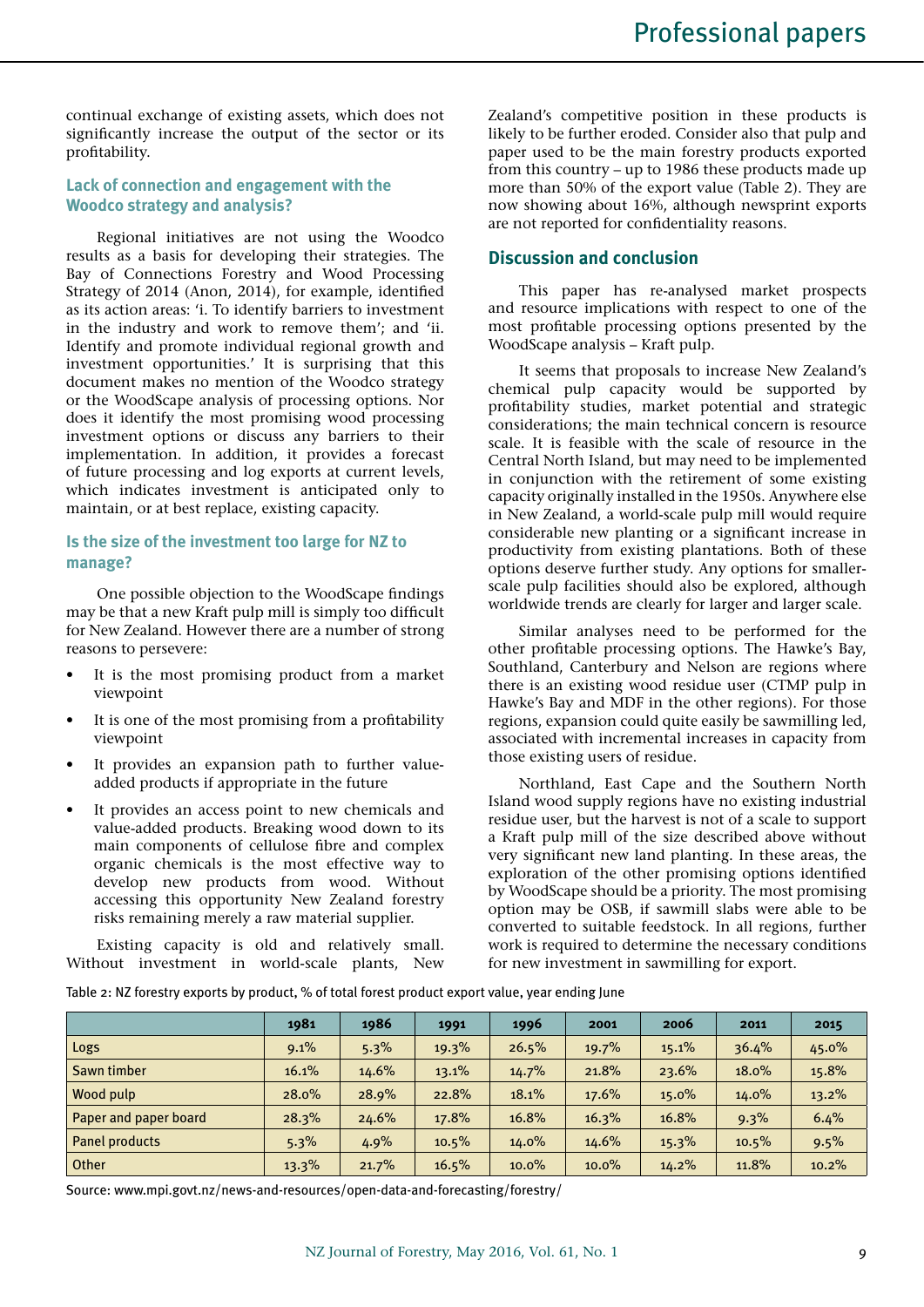continual exchange of existing assets, which does not significantly increase the output of the sector or its profitability.

### Lack of connection and engagement with the Woodco strategy and analysis?

Regional initiatives are not using the Woodco results as a basis for developing their strategies. The Bay of Connections Forestry and Wood Processing Strategy of 2014 (Anon, 2014), for example, identified as its action areas: 'i. To identify barriers to investment in the industry and work to remove them'; and 'ii. Identify and promote individual regional growth and investment opportunities.' It is surprising that this document makes no mention of the Woodco strategy or the WoodScape analysis of processing options. Nor does it identify the most promising wood processing investment options or discuss any barriers to their implementation. In addition, it provides a forecast of future processing and log exports at current levels, which indicates investment is anticipated only to maintain, or at best replace, existing capacity.

### Is the size of the investment too large for NZ to manage?

One possible objection to the WoodScape findings may be that a new Kraft pulp mill is simply too difficult for New Zealand. However there are a number of strong reasons to persevere:

- It is the most promising product from a market viewpoint
- It is one of the most promising from a profitability viewpoint
- It provides an expansion path to further value-added products if appropriate in the future
- It provides an access point to new chemicals and value-added products. Breaking wood down to its main components of cellulose fibre and complex organic chemicals is the most effective way to develop new products from wood. Without accessing this opportunity New Zealand forestry risks remaining merely a raw material supplier.

Existing capacity is old and relatively small. Without investment in world-scale plants, New Zealand's competitive position in these products is likely to be further eroded. Consider also that pulp and paper used to be the main forestry products exported from this country – up to 1986 these products made up more than 50% of the export value (Table 2). They are now showing about 16%, although newsprint exports are not reported for confidentiality reasons.

## Discussion and conclusion

This paper has re-analysed market prospects and resource implications with respect to one of the most profitable processing options presented by the WoodScape analysis – Kraft pulp.

It seems that proposals to increase New Zealand's chemical pulp capacity would be supported by profitability studies, market potential and strategic considerations; the main technical concern is resource scale. It is feasible with the scale of resource in the Central North Island, but may need to be implemented in conjunction with the retirement of some existing capacity originally installed in the 1950s. Anywhere else in New Zealand, a world-scale pulp mill would require considerable new planting or a significant increase in productivity from existing plantations. Both of these options deserve further study. Any options for smaller-scale pulp facilities should also be explored, although worldwide trends are clearly for larger and larger scale.

Similar analyses need to be performed for the other profitable processing options. The Hawke's Bay, Southland, Canterbury and Nelson are regions where there is an existing wood residue user (CTMP pulp in Hawke's Bay and MDF in the other regions). For those regions, expansion could quite easily be sawmilling led, associated with incremental increases in capacity from those existing users of residue.

Northland, East Cape and the Southern North Island wood supply regions have no existing industrial residue user, but the harvest is not of a scale to support a Kraft pulp mill of the size described above without very significant new land planting. In these areas, the exploration of the other promising options identified by WoodScape should be a priority. The most promising option may be OSB, if sawmill slabs were able to be converted to suitable feedstock. In all regions, further work is required to determine the necessary conditions for new investment in sawmilling for export.

Table 2: NZ forestry exports by product, % of total forest product export value, year ending June

| | 1981 | 1986 | 1991 | 1996 | 2001 | 2006 | 2011 | 2015 |
|---|---|---|---|---|---|---|---|---|
| Logs | 9.1% | 5.3% | 19.3% | 26.5% | 19.7% | 15.1% | 36.4% | 45.0% |
| Sawn timber | 16.1% | 14.6% | 13.1% | 14.7% | 21.8% | 23.6% | 18.0% | 15.8% |
| Wood pulp | 28.0% | 28.9% | 22.8% | 18.1% | 17.6% | 15.0% | 14.0% | 13.2% |
| Paper and paper board | 28.3% | 24.6% | 17.8% | 16.8% | 16.3% | 16.8% | 9.3% | 6.4% |
| Panel products | 5.3% | 4.9% | 10.5% | 14.0% | 14.6% | 15.3% | 10.5% | 9.5% |
| Other | 13.3% | 21.7% | 16.5% | 10.0% | 10.0% | 14.2% | 11.8% | 10.2% |

Source: www.mpi.govt.nz/news-and-resources/open-data-and-forecasting/forestry/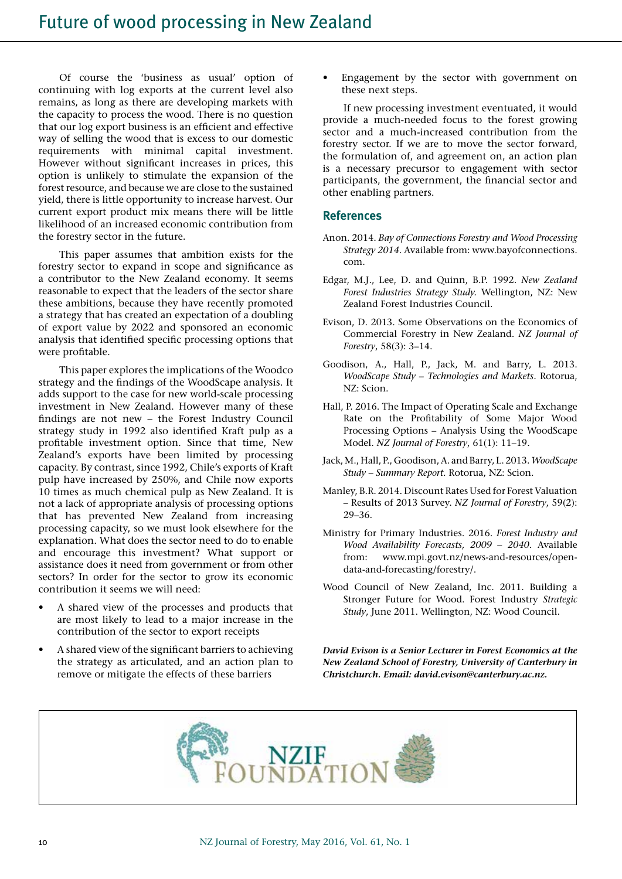Of course the 'business as usual' option of continuing with log exports at the current level also remains, as long as there are developing markets with the capacity to process the wood. There is no question that our log export business is an efficient and effective way of selling the wood that is excess to our domestic requirements with minimal capital investment. However without significant increases in prices, this option is unlikely to stimulate the expansion of the forest resource, and because we are close to the sustained yield, there is little opportunity to increase harvest. Our current export product mix means there will be little likelihood of an increased economic contribution from the forestry sector in the future.

This paper assumes that ambition exists for the forestry sector to expand in scope and significance as a contributor to the New Zealand economy. It seems reasonable to expect that the leaders of the sector share these ambitions, because they have recently promoted a strategy that has created an expectation of a doubling of export value by 2022 and sponsored an economic analysis that identified specific processing options that were profitable.

This paper explores the implications of the Woodco strategy and the findings of the WoodScape analysis. It adds support to the case for new world-scale processing investment in New Zealand. However many of these findings are not new – the Forest Industry Council strategy study in 1992 also identified Kraft pulp as a profitable investment option. Since that time, New Zealand's exports have been limited by processing capacity. By contrast, since 1992, Chile's exports of Kraft pulp have increased by 250%, and Chile now exports 10 times as much chemical pulp as New Zealand. It is not a lack of appropriate analysis of processing options that has prevented New Zealand from increasing processing capacity, so we must look elsewhere for the explanation. What does the sector need to do to enable and encourage this investment? What support or assistance does it need from government or from other sectors? In order for the sector to grow its economic contribution it seems we will need:

- A shared view of the processes and products that are most likely to lead to a major increase in the contribution of the sector to export receipts
- A shared view of the significant barriers to achieving the strategy as articulated, and an action plan to remove or mitigate the effects of these barriers
- Engagement by the sector with government on these next steps.

If new processing investment eventuated, it would provide a much-needed focus to the forest growing sector and a much-increased contribution from the forestry sector. If we are to move the sector forward, the formulation of, and agreement on, an action plan is a necessary precursor to engagement with sector participants, the government, the financial sector and other enabling partners.

## References

Anon. 2014. *Bay of Connections Forestry and Wood Processing Strategy 2014*. Available from: www.bayofconnections.com.

Edgar, M.J., Lee, D. and Quinn, B.P. 1992. *New Zealand Forest Industries Strategy Study.* Wellington, NZ: New Zealand Forest Industries Council.

Evison, D. 2013. Some Observations on the Economics of Commercial Forestry in New Zealand. *NZ Journal of Forestry*, 58(3): 3–14.

Goodison, A., Hall, P., Jack, M. and Barry, L. 2013. *WoodScape Study – Technologies and Markets*. Rotorua, NZ: Scion.

Hall, P. 2016. The Impact of Operating Scale and Exchange Rate on the Profitability of Some Major Wood Processing Options – Analysis Using the WoodScape Model. *NZ Journal of Forestry*, 61(1): 11–19.

Jack, M., Hall, P., Goodison, A. and Barry, L. 2013. *WoodScape Study – Summary Report.* Rotorua, NZ: Scion.

Manley, B.R. 2014. Discount Rates Used for Forest Valuation – Results of 2013 Survey. *NZ Journal of Forestry*, 59(2): 29–36.

Ministry for Primary Industries. 2016. *Forest Industry and Wood Availability Forecasts, 2009 – 2040*. Available from: www.mpi.govt.nz/news-and-resources/open-data-and-forecasting/forestry/.

Wood Council of New Zealand, Inc. 2011. Building a Stronger Future for Wood. Forest Industry *Strategic Study*, June 2011. Wellington, NZ: Wood Council.

***David Evison is a Senior Lecturer in Forest Economics at the New Zealand School of Forestry, University of Canterbury in Christchurch. Email: david.evison@canterbury.ac.nz.***

NZIF FOUNDATION